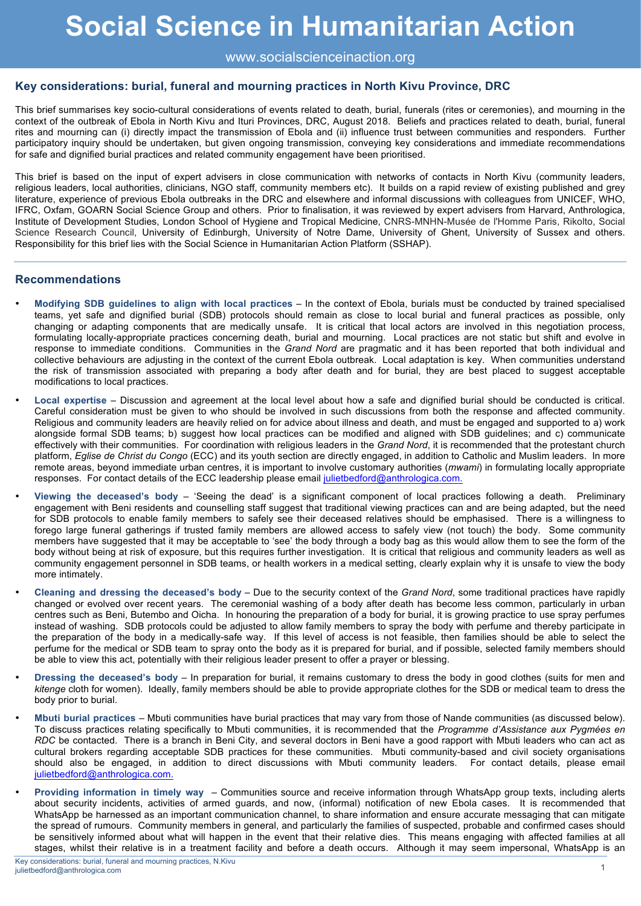# Social Science in Humanitarian Action

www.socialscienceinaction.org

## Key considerations: burial, funeral and mourning practices in North Kivu Province, DRC

This brief summarises key socio-cultural considerations of events related to death, burial, funerals (rites or ceremonies), and mourning in the context of the outbreak of Ebola in North Kivu and Ituri Provinces, DRC, August 2018. Beliefs and practices related to death, burial, funeral rites and mourning can (i) directly impact the transmission of Ebola and (ii) influence trust between communities and responders. Further participatory inquiry should be undertaken, but given ongoing transmission, conveying key considerations and immediate recommendations for safe and dignified burial practices and related community engagement have been prioritised.

This brief is based on the input of expert advisers in close communication with networks of contacts in North Kivu (community leaders, religious leaders, local authorities, clinicians, NGO staff, community members etc). It builds on a rapid review of existing published and grey literature, experience of previous Ebola outbreaks in the DRC and elsewhere and informal discussions with colleagues from UNICEF, WHO, IFRC, Oxfam, GOARN Social Science Group and others. Prior to finalisation, it was reviewed by expert advisers from Harvard, Anthrologica, Institute of Development Studies, London School of Hygiene and Tropical Medicine, CNRS-MNHN-Musée de l'Homme Paris, Rikolto, Social Science Research Council, University of Edinburgh, University of Notre Dame, University of Ghent, University of Sussex and others. Responsibility for this brief lies with the Social Science in Humanitarian Action Platform (SSHAP).

## Recommendations

- **Modifying SDB guidelines to align with local practices** – In the context of Ebola, burials must be conducted by trained specialised teams, yet safe and dignified burial (SDB) protocols should remain as close to local burial and funeral practices as possible, only changing or adapting components that are medically unsafe. It is critical that local actors are involved in this negotiation process, formulating locally-appropriate practices concerning death, burial and mourning. Local practices are not static but shift and evolve in response to immediate conditions. Communities in the *Grand Nord* are pragmatic and it has been reported that both individual and collective behaviours are adjusting in the context of the current Ebola outbreak. Local adaptation is key. When communities understand the risk of transmission associated with preparing a body after death and for burial, they are best placed to suggest acceptable modifications to local practices.

- **Local expertise** – Discussion and agreement at the local level about how a safe and dignified burial should be conducted is critical. Careful consideration must be given to who should be involved in such discussions from both the response and affected community. Religious and community leaders are heavily relied on for advice about illness and death, and must be engaged and supported to a) work alongside formal SDB teams; b) suggest how local practices can be modified and aligned with SDB guidelines; and c) communicate effectively with their communities. For coordination with religious leaders in the *Grand Nord*, it is recommended that the protestant church platform, *Eglise de Christ du Congo* (ECC) and its youth section are directly engaged, in addition to Catholic and Muslim leaders. In more remote areas, beyond immediate urban centres, it is important to involve customary authorities (*mwami*) in formulating locally appropriate responses. For contact details of the ECC leadership please email julietbedford@anthrologica.com.

- **Viewing the deceased's body** – 'Seeing the dead' is a significant component of local practices following a death. Preliminary engagement with Beni residents and counselling staff suggest that traditional viewing practices can and are being adapted, but the need for SDB protocols to enable family members to safely see their deceased relatives should be emphasised. There is a willingness to forego large funeral gatherings if trusted family members are allowed access to safely view (not touch) the body. Some community members have suggested that it may be acceptable to 'see' the body through a body bag as this would allow them to see the form of the body without being at risk of exposure, but this requires further investigation. It is critical that religious and community leaders as well as community engagement personnel in SDB teams, or health workers in a medical setting, clearly explain why it is unsafe to view the body more intimately.

- **Cleaning and dressing the deceased's body** – Due to the security context of the *Grand Nord*, some traditional practices have rapidly changed or evolved over recent years. The ceremonial washing of a body after death has become less common, particularly in urban centres such as Beni, Butembo and Oicha. In honouring the preparation of a body for burial, it is growing practice to use spray perfumes instead of washing. SDB protocols could be adjusted to allow family members to spray the body with perfume and thereby participate in the preparation of the body in a medically-safe way. If this level of access is not feasible, then families should be able to select the perfume for the medical or SDB team to spray onto the body as it is prepared for burial, and if possible, selected family members should be able to view this act, potentially with their religious leader present to offer a prayer or blessing.

- **Dressing the deceased's body** – In preparation for burial, it remains customary to dress the body in good clothes (suits for men and *kitenge* cloth for women). Ideally, family members should be able to provide appropriate clothes for the SDB or medical team to dress the body prior to burial.

- **Mbuti burial practices** – Mbuti communities have burial practices that may vary from those of Nande communities (as discussed below). To discuss practices relating specifically to Mbuti communities, it is recommended that the *Programme d'Assistance aux Pygmées en RDC* be contacted. There is a branch in Beni City, and several doctors in Beni have a good rapport with Mbuti leaders who can act as cultural brokers regarding acceptable SDB practices for these communities. Mbuti community-based and civil society organisations should also be engaged, in addition to direct discussions with Mbuti community leaders. For contact details, please email julietbedford@anthrologica.com.

- **Providing information in timely way** – Communities source and receive information through WhatsApp group texts, including alerts about security incidents, activities of armed guards, and now, (informal) notification of new Ebola cases. It is recommended that WhatsApp be harnessed as an important communication channel, to share information and ensure accurate messaging that can mitigate the spread of rumours. Community members in general, and particularly the families of suspected, probable and confirmed cases should be sensitively informed about what will happen in the event that their relative dies. This means engaging with affected families at all stages, whilst their relative is in a treatment facility and before a death occurs. Although it may seem impersonal, WhatsApp is an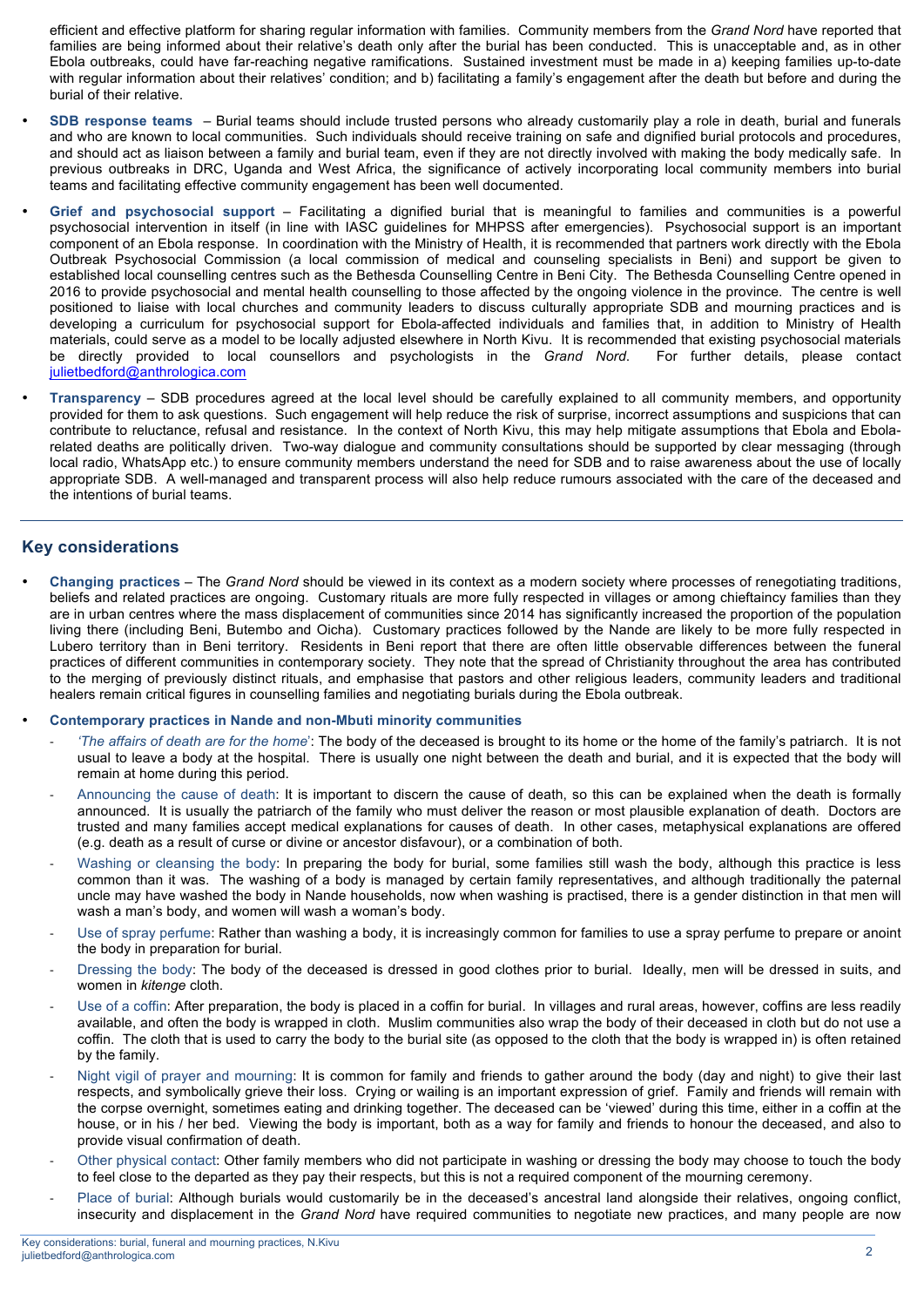efficient and effective platform for sharing regular information with families. Community members from the *Grand Nord* have reported that families are being informed about their relative's death only after the burial has been conducted. This is unacceptable and, as in other Ebola outbreaks, could have far-reaching negative ramifications. Sustained investment must be made in a) keeping families up-to-date with regular information about their relatives' condition; and b) facilitating a family's engagement after the death but before and during the burial of their relative.

- **SDB response teams** – Burial teams should include trusted persons who already customarily play a role in death, burial and funerals and who are known to local communities. Such individuals should receive training on safe and dignified burial protocols and procedures, and should act as liaison between a family and burial team, even if they are not directly involved with making the body medically safe. In previous outbreaks in DRC, Uganda and West Africa, the significance of actively incorporating local community members into burial teams and facilitating effective community engagement has been well documented.
- **Grief and psychosocial support** – Facilitating a dignified burial that is meaningful to families and communities is a powerful psychosocial intervention in itself (in line with IASC guidelines for MHPSS after emergencies). Psychosocial support is an important component of an Ebola response. In coordination with the Ministry of Health, it is recommended that partners work directly with the Ebola Outbreak Psychosocial Commission (a local commission of medical and counseling specialists in Beni) and support be given to established local counselling centres such as the Bethesda Counselling Centre in Beni City. The Bethesda Counselling Centre opened in 2016 to provide psychosocial and mental health counselling to those affected by the ongoing violence in the province. The centre is well positioned to liaise with local churches and community leaders to discuss culturally appropriate SDB and mourning practices and is developing a curriculum for psychosocial support for Ebola-affected individuals and families that, in addition to Ministry of Health materials, could serve as a model to be locally adjusted elsewhere in North Kivu. It is recommended that existing psychosocial materials be directly provided to local counsellors and psychologists in the *Grand Nord*. For further details, please contact julietbedford@anthrologica.com
- **Transparency** – SDB procedures agreed at the local level should be carefully explained to all community members, and opportunity provided for them to ask questions. Such engagement will help reduce the risk of surprise, incorrect assumptions and suspicions that can contribute to reluctance, refusal and resistance. In the context of North Kivu, this may help mitigate assumptions that Ebola and Ebola-related deaths are politically driven. Two-way dialogue and community consultations should be supported by clear messaging (through local radio, WhatsApp etc.) to ensure community members understand the need for SDB and to raise awareness about the use of locally appropriate SDB. A well-managed and transparent process will also help reduce rumours associated with the care of the deceased and the intentions of burial teams.

## Key considerations

- **Changing practices** – The *Grand Nord* should be viewed in its context as a modern society where processes of renegotiating traditions, beliefs and related practices are ongoing. Customary rituals are more fully respected in villages or among chieftaincy families than they are in urban centres where the mass displacement of communities since 2014 has significantly increased the proportion of the population living there (including Beni, Butembo and Oicha). Customary practices followed by the Nande are likely to be more fully respected in Lubero territory than in Beni territory. Residents in Beni report that there are often little observable differences between the funeral practices of different communities in contemporary society. They note that the spread of Christianity throughout the area has contributed to the merging of previously distinct rituals, and emphasise that pastors and other religious leaders, community leaders and traditional healers remain critical figures in counselling families and negotiating burials during the Ebola outbreak.
- **Contemporary practices in Nande and non-Mbuti minority communities**
  - *'The affairs of death are for the home'*: The body of the deceased is brought to its home or the home of the family's patriarch. It is not usual to leave a body at the hospital. There is usually one night between the death and burial, and it is expected that the body will remain at home during this period.
  - Announcing the cause of death: It is important to discern the cause of death, so this can be explained when the death is formally announced. It is usually the patriarch of the family who must deliver the reason or most plausible explanation of death. Doctors are trusted and many families accept medical explanations for causes of death. In other cases, metaphysical explanations are offered (e.g. death as a result of curse or divine or ancestor disfavour), or a combination of both.
  - Washing or cleansing the body: In preparing the body for burial, some families still wash the body, although this practice is less common than it was. The washing of a body is managed by certain family representatives, and although traditionally the paternal uncle may have washed the body in Nande households, now when washing is practised, there is a gender distinction in that men will wash a man's body, and women will wash a woman's body.
  - Use of spray perfume: Rather than washing a body, it is increasingly common for families to use a spray perfume to prepare or anoint the body in preparation for burial.
  - Dressing the body: The body of the deceased is dressed in good clothes prior to burial. Ideally, men will be dressed in suits, and women in *kitenge* cloth.
  - Use of a coffin: After preparation, the body is placed in a coffin for burial. In villages and rural areas, however, coffins are less readily available, and often the body is wrapped in cloth. Muslim communities also wrap the body of their deceased in cloth but do not use a coffin. The cloth that is used to carry the body to the burial site (as opposed to the cloth that the body is wrapped in) is often retained by the family.
  - Night vigil of prayer and mourning: It is common for family and friends to gather around the body (day and night) to give their last respects, and symbolically grieve their loss. Crying or wailing is an important expression of grief. Family and friends will remain with the corpse overnight, sometimes eating and drinking together. The deceased can be 'viewed' during this time, either in a coffin at the house, or in his / her bed. Viewing the body is important, both as a way for family and friends to honour the deceased, and also to provide visual confirmation of death.
  - Other physical contact: Other family members who did not participate in washing or dressing the body may choose to touch the body to feel close to the departed as they pay their respects, but this is not a required component of the mourning ceremony.
  - Place of burial: Although burials would customarily be in the deceased's ancestral land alongside their relatives, ongoing conflict, insecurity and displacement in the *Grand Nord* have required communities to negotiate new practices, and many people are now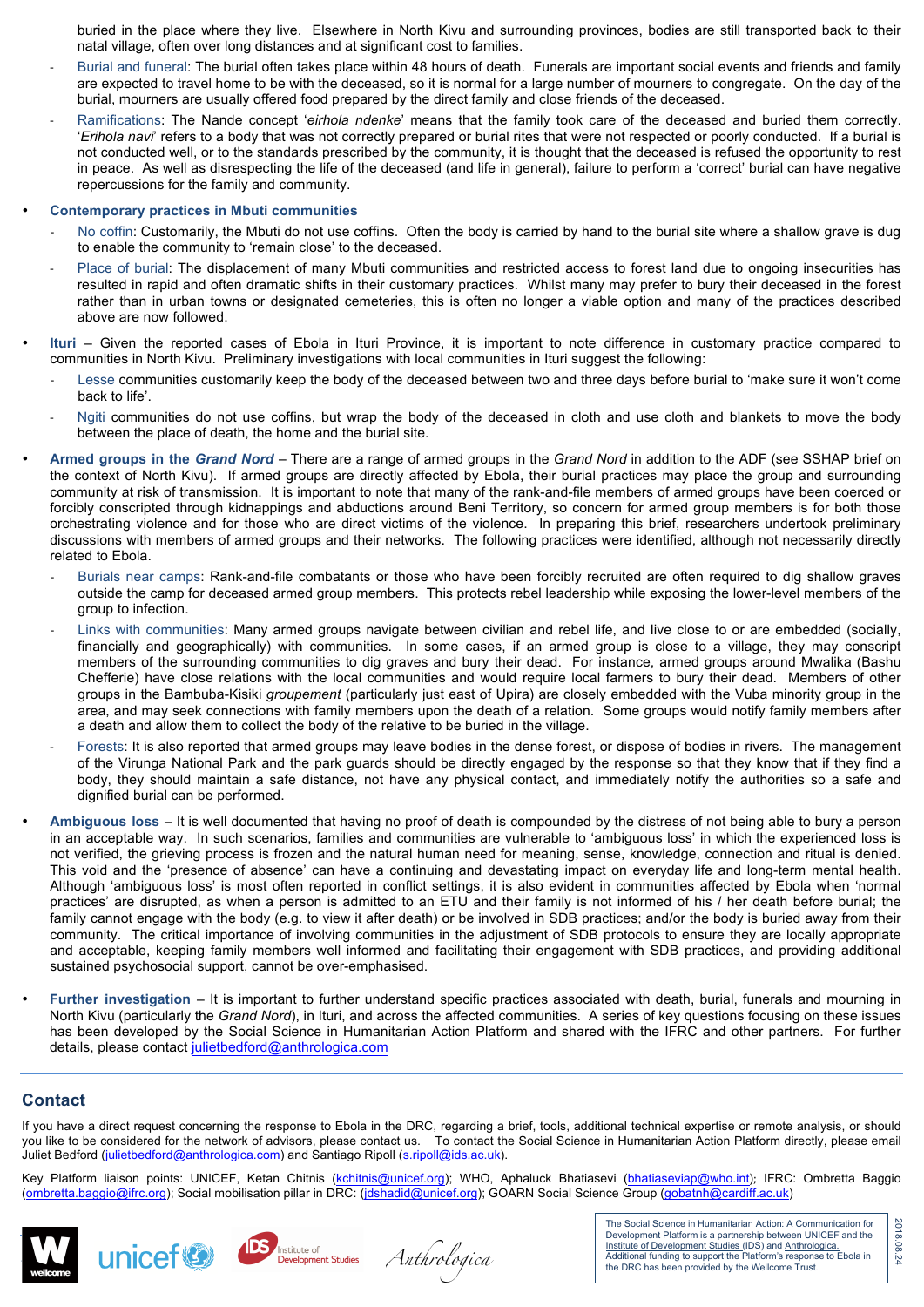buried in the place where they live. Elsewhere in North Kivu and surrounding provinces, bodies are still transported back to their natal village, often over long distances and at significant cost to families.

- Burial and funeral: The burial often takes place within 48 hours of death. Funerals are important social events and friends and family are expected to travel home to be with the deceased, so it is normal for a large number of mourners to congregate. On the day of the burial, mourners are usually offered food prepared by the direct family and close friends of the deceased.
- Ramifications: The Nande concept '*eirhola ndenke*' means that the family took care of the deceased and buried them correctly. '*Erihola navi*' refers to a body that was not correctly prepared or burial rites that were not respected or poorly conducted. If a burial is not conducted well, or to the standards prescribed by the community, it is thought that the deceased is refused the opportunity to rest in peace. As well as disrespecting the life of the deceased (and life in general), failure to perform a 'correct' burial can have negative repercussions for the family and community.

- **Contemporary practices in Mbuti communities**
  - No coffin: Customarily, the Mbuti do not use coffins. Often the body is carried by hand to the burial site where a shallow grave is dug to enable the community to 'remain close' to the deceased.
  - Place of burial: The displacement of many Mbuti communities and restricted access to forest land due to ongoing insecurities has resulted in rapid and often dramatic shifts in their customary practices. Whilst many may prefer to bury their deceased in the forest rather than in urban towns or designated cemeteries, this is often no longer a viable option and many of the practices described above are now followed.

- **Ituri** – Given the reported cases of Ebola in Ituri Province, it is important to note difference in customary practice compared to communities in North Kivu. Preliminary investigations with local communities in Ituri suggest the following:
  - Lesse communities customarily keep the body of the deceased between two and three days before burial to 'make sure it won't come back to life'.
  - Ngiti communities do not use coffins, but wrap the body of the deceased in cloth and use cloth and blankets to move the body between the place of death, the home and the burial site.

- **Armed groups in the *Grand Nord*** – There are a range of armed groups in the *Grand Nord* in addition to the ADF (see SSHAP brief on the context of North Kivu). If armed groups are directly affected by Ebola, their burial practices may place the group and surrounding community at risk of transmission. It is important to note that many of the rank-and-file members of armed groups have been coerced or forcibly conscripted through kidnappings and abductions around Beni Territory, so concern for armed group members is for both those orchestrating violence and for those who are direct victims of the violence. In preparing this brief, researchers undertook preliminary discussions with members of armed groups and their networks. The following practices were identified, although not necessarily directly related to Ebola.
  - Burials near camps: Rank-and-file combatants or those who have been forcibly recruited are often required to dig shallow graves outside the camp for deceased armed group members. This protects rebel leadership while exposing the lower-level members of the group to infection.
  - Links with communities: Many armed groups navigate between civilian and rebel life, and live close to or are embedded (socially, financially and geographically) with communities. In some cases, if an armed group is close to a village, they may conscript members of the surrounding communities to dig graves and bury their dead. For instance, armed groups around Mwalika (Bashu Chefferie) have close relations with the local communities and would require local farmers to bury their dead. Members of other groups in the Bambuba-Kisiki *groupement* (particularly just east of Upira) are closely embedded with the Vuba minority group in the area, and may seek connections with family members upon the death of a relation. Some groups would notify family members after a death and allow them to collect the body of the relative to be buried in the village.
  - Forests: It is also reported that armed groups may leave bodies in the dense forest, or dispose of bodies in rivers. The management of the Virunga National Park and the park guards should be directly engaged by the response so that they know that if they find a body, they should maintain a safe distance, not have any physical contact, and immediately notify the authorities so a safe and dignified burial can be performed.

- **Ambiguous loss** – It is well documented that having no proof of death is compounded by the distress of not being able to bury a person in an acceptable way. In such scenarios, families and communities are vulnerable to 'ambiguous loss' in which the experienced loss is not verified, the grieving process is frozen and the natural human need for meaning, sense, knowledge, connection and ritual is denied. This void and the 'presence of absence' can have a continuing and devastating impact on everyday life and long-term mental health. Although 'ambiguous loss' is most often reported in conflict settings, it is also evident in communities affected by Ebola when 'normal practices' are disrupted, as when a person is admitted to an ETU and their family is not informed of his / her death before burial; the family cannot engage with the body (e.g. to view it after death) or be involved in SDB practices; and/or the body is buried away from their community. The critical importance of involving communities in the adjustment of SDB protocols to ensure they are locally appropriate and acceptable, keeping family members well informed and facilitating their engagement with SDB practices, and providing additional sustained psychosocial support, cannot be over-emphasised.

- **Further investigation** – It is important to further understand specific practices associated with death, burial, funerals and mourning in North Kivu (particularly the *Grand Nord*), in Ituri, and across the affected communities. A series of key questions focusing on these issues has been developed by the Social Science in Humanitarian Action Platform and shared with the IFRC and other partners. For further details, please contact julietbedford@anthrologica.com

## Contact

If you have a direct request concerning the response to Ebola in the DRC, regarding a brief, tools, additional technical expertise or remote analysis, or should you like to be considered for the network of advisors, please contact us. To contact the Social Science in Humanitarian Action Platform directly, please email Juliet Bedford (julietbedford@anthrologica.com) and Santiago Ripoll (s.ripoll@ids.ac.uk).

Key Platform liaison points: UNICEF, Ketan Chitnis (kchitnis@unicef.org); WHO, Aphaluck Bhatiasevi (bhatiaseviap@who.int); IFRC: Ombretta Baggio (ombretta.baggio@ifrc.org); Social mobilisation pillar in DRC: (jdshadid@unicef.org); GOARN Social Science Group (gobatnh@cardiff.ac.uk)

The Social Science in Humanitarian Action: A Communication for Development Platform is a partnership between UNICEF and the Institute of Development Studies (IDS) and Anthrologica. Additional funding to support the Platform's response to Ebola in the DRC has been provided by the Wellcome Trust.

2018.08.24